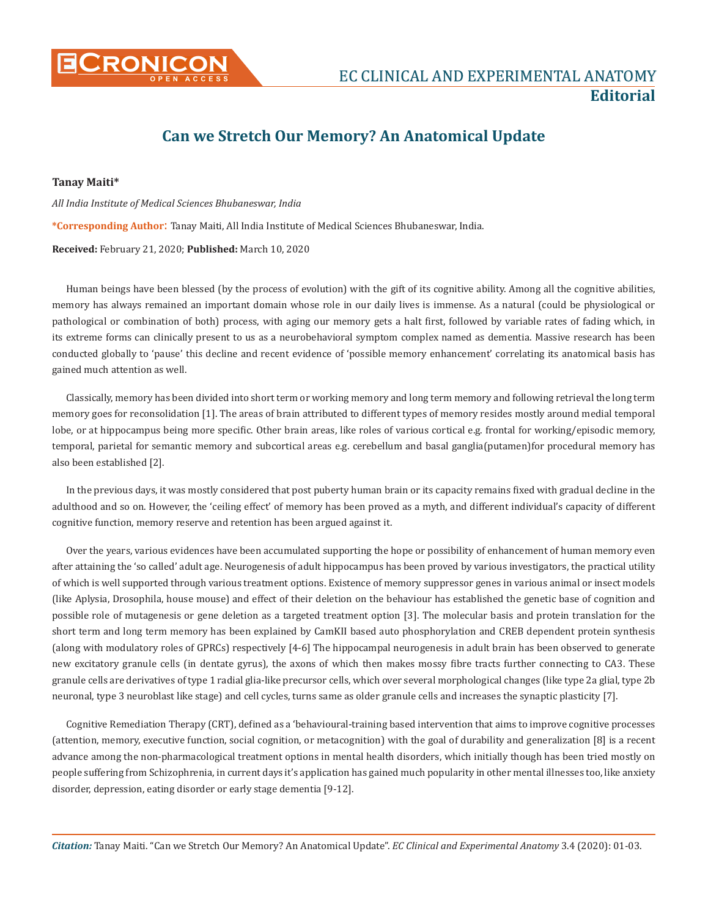# Can we Stretch Our Memory? An Anatomical Update

**Tanay Maiti***

*All India Institute of Medical Sciences Bhubaneswar, India*

**\*Corresponding Author:** Tanay Maiti, All India Institute of Medical Sciences Bhubaneswar, India.

**Received:** February 21, 2020; **Published:** March 10, 2020

Human beings have been blessed (by the process of evolution) with the gift of its cognitive ability. Among all the cognitive abilities, memory has always remained an important domain whose role in our daily lives is immense. As a natural (could be physiological or pathological or combination of both) process, with aging our memory gets a halt first, followed by variable rates of fading which, in its extreme forms can clinically present to us as a neurobehavioral symptom complex named as dementia. Massive research has been conducted globally to 'pause' this decline and recent evidence of 'possible memory enhancement' correlating its anatomical basis has gained much attention as well.

Classically, memory has been divided into short term or working memory and long term memory and following retrieval the long term memory goes for reconsolidation [1]. The areas of brain attributed to different types of memory resides mostly around medial temporal lobe, or at hippocampus being more specific. Other brain areas, like roles of various cortical e.g. frontal for working/episodic memory, temporal, parietal for semantic memory and subcortical areas e.g. cerebellum and basal ganglia(putamen)for procedural memory has also been established [2].

In the previous days, it was mostly considered that post puberty human brain or its capacity remains fixed with gradual decline in the adulthood and so on. However, the 'ceiling effect' of memory has been proved as a myth, and different individual's capacity of different cognitive function, memory reserve and retention has been argued against it.

Over the years, various evidences have been accumulated supporting the hope or possibility of enhancement of human memory even after attaining the 'so called' adult age. Neurogenesis of adult hippocampus has been proved by various investigators, the practical utility of which is well supported through various treatment options. Existence of memory suppressor genes in various animal or insect models (like Aplysia, Drosophila, house mouse) and effect of their deletion on the behaviour has established the genetic base of cognition and possible role of mutagenesis or gene deletion as a targeted treatment option [3]. The molecular basis and protein translation for the short term and long term memory has been explained by CamKII based auto phosphorylation and CREB dependent protein synthesis (along with modulatory roles of GPRCs) respectively [4-6] The hippocampal neurogenesis in adult brain has been observed to generate new excitatory granule cells (in dentate gyrus), the axons of which then makes mossy fibre tracts further connecting to CA3. These granule cells are derivatives of type 1 radial glia-like precursor cells, which over several morphological changes (like type 2a glial, type 2b neuronal, type 3 neuroblast like stage) and cell cycles, turns same as older granule cells and increases the synaptic plasticity [7].

Cognitive Remediation Therapy (CRT), defined as a 'behavioural-training based intervention that aims to improve cognitive processes (attention, memory, executive function, social cognition, or metacognition) with the goal of durability and generalization [8] is a recent advance among the non-pharmacological treatment options in mental health disorders, which initially though has been tried mostly on people suffering from Schizophrenia, in current days it's application has gained much popularity in other mental illnesses too, like anxiety disorder, depression, eating disorder or early stage dementia [9-12].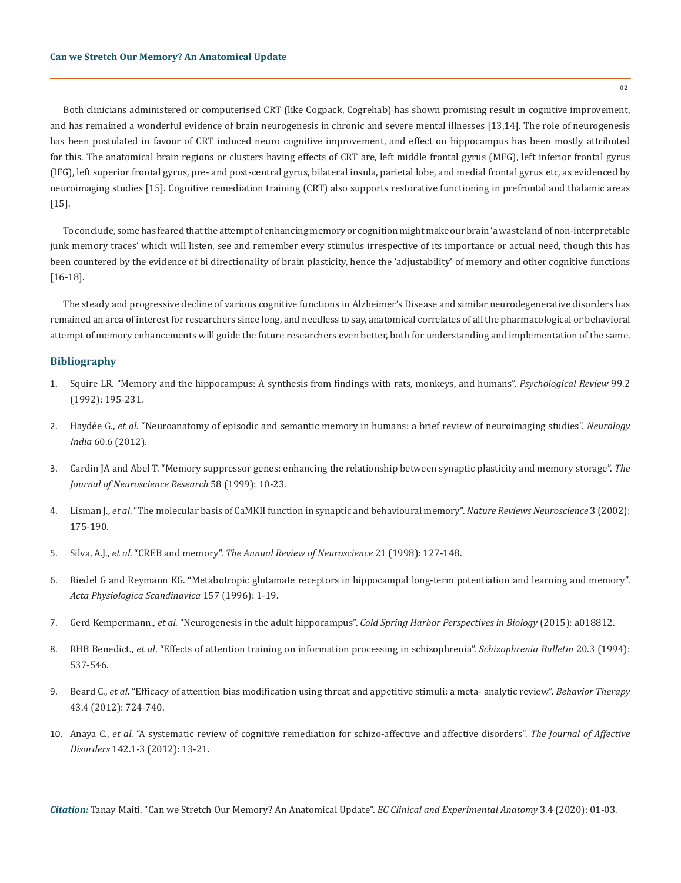Both clinicians administered or computerised CRT (like Cogpack, Cogrehab) has shown promising result in cognitive improvement, and has remained a wonderful evidence of brain neurogenesis in chronic and severe mental illnesses [13,14]. The role of neurogenesis has been postulated in favour of CRT induced neuro cognitive improvement, and effect on hippocampus has been mostly attributed for this. The anatomical brain regions or clusters having effects of CRT are, left middle frontal gyrus (MFG), left inferior frontal gyrus (IFG), left superior frontal gyrus, pre- and post-central gyrus, bilateral insula, parietal lobe, and medial frontal gyrus etc, as evidenced by neuroimaging studies [15]. Cognitive remediation training (CRT) also supports restorative functioning in prefrontal and thalamic areas [15].

To conclude, some has feared that the attempt of enhancing memory or cognition might make our brain 'a wasteland of non-interpretable junk memory traces' which will listen, see and remember every stimulus irrespective of its importance or actual need, though this has been countered by the evidence of bi directionality of brain plasticity, hence the 'adjustability' of memory and other cognitive functions [16-18].

The steady and progressive decline of various cognitive functions in Alzheimer's Disease and similar neurodegenerative disorders has remained an area of interest for researchers since long, and needless to say, anatomical correlates of all the pharmacological or behavioral attempt of memory enhancements will guide the future researchers even better, both for understanding and implementation of the same.

## Bibliography

1. Squire LR. "Memory and the hippocampus: A synthesis from findings with rats, monkeys, and humans". *Psychological Review* 99.2 (1992): 195-231.
2. Haydée G., *et al*. "Neuroanatomy of episodic and semantic memory in humans: a brief review of neuroimaging studies". *Neurology India* 60.6 (2012).
3. Cardin JA and Abel T. "Memory suppressor genes: enhancing the relationship between synaptic plasticity and memory storage". *The Journal of Neuroscience Research* 58 (1999): 10-23.
4. Lisman J., *et al*. "The molecular basis of CaMKII function in synaptic and behavioural memory". *Nature Reviews Neuroscience* 3 (2002): 175-190.
5. Silva, A.J., *et al*. "CREB and memory". *The Annual Review of Neuroscience* 21 (1998): 127-148.
6. Riedel G and Reymann KG. "Metabotropic glutamate receptors in hippocampal long-term potentiation and learning and memory". *Acta Physiologica Scandinavica* 157 (1996): 1-19.
7. Gerd Kempermann., *et al*. "Neurogenesis in the adult hippocampus". *Cold Spring Harbor Perspectives in Biology* (2015): a018812.
8. RHB Benedict., *et al*. "Effects of attention training on information processing in schizophrenia". *Schizophrenia Bulletin* 20.3 (1994): 537-546.
9. Beard C., *et al*. "Efficacy of attention bias modification using threat and appetitive stimuli: a meta- analytic review". *Behavior Therapy* 43.4 (2012): 724-740.
10. Anaya C., *et al*. "A systematic review of cognitive remediation for schizo-affective and affective disorders". *The Journal of Affective Disorders* 142.1-3 (2012): 13-21.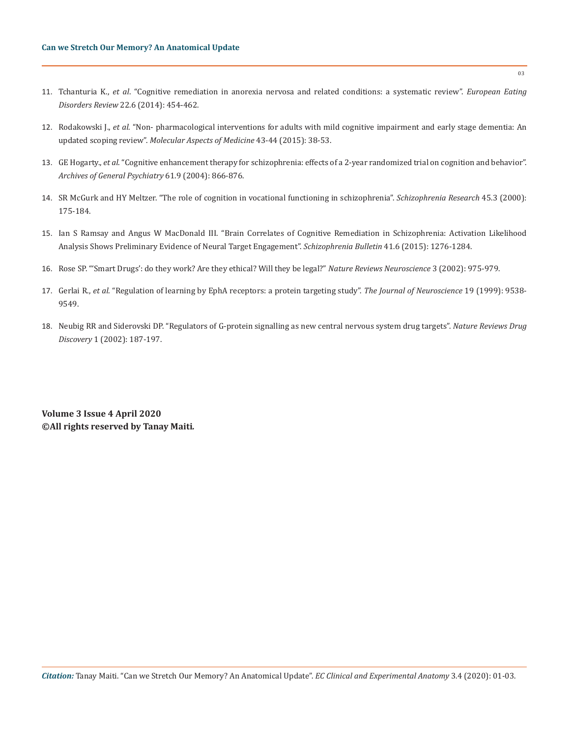11. Tchanturia K., *et al*. "Cognitive remediation in anorexia nervosa and related conditions: a systematic review". *European Eating Disorders Review* 22.6 (2014): 454-462.
12. Rodakowski J., *et al*. "Non- pharmacological interventions for adults with mild cognitive impairment and early stage dementia: An updated scoping review". *Molecular Aspects of Medicine* 43-44 (2015): 38-53.
13. GE Hogarty., *et al*. "Cognitive enhancement therapy for schizophrenia: effects of a 2-year randomized trial on cognition and behavior". *Archives of General Psychiatry* 61.9 (2004): 866-876.
14. SR McGurk and HY Meltzer. "The role of cognition in vocational functioning in schizophrenia". *Schizophrenia Research* 45.3 (2000): 175-184.
15. Ian S Ramsay and Angus W MacDonald III. "Brain Correlates of Cognitive Remediation in Schizophrenia: Activation Likelihood Analysis Shows Preliminary Evidence of Neural Target Engagement". *Schizophrenia Bulletin* 41.6 (2015): 1276-1284.
16. Rose SP. "'Smart Drugs': do they work? Are they ethical? Will they be legal?" *Nature Reviews Neuroscience* 3 (2002): 975-979.
17. Gerlai R., *et al*. "Regulation of learning by EphA receptors: a protein targeting study". *The Journal of Neuroscience* 19 (1999): 9538-9549.
18. Neubig RR and Siderovski DP. "Regulators of G-protein signalling as new central nervous system drug targets". *Nature Reviews Drug Discovery* 1 (2002): 187-197.

**Volume 3 Issue 4 April 2020**
**©All rights reserved by Tanay Maiti.**